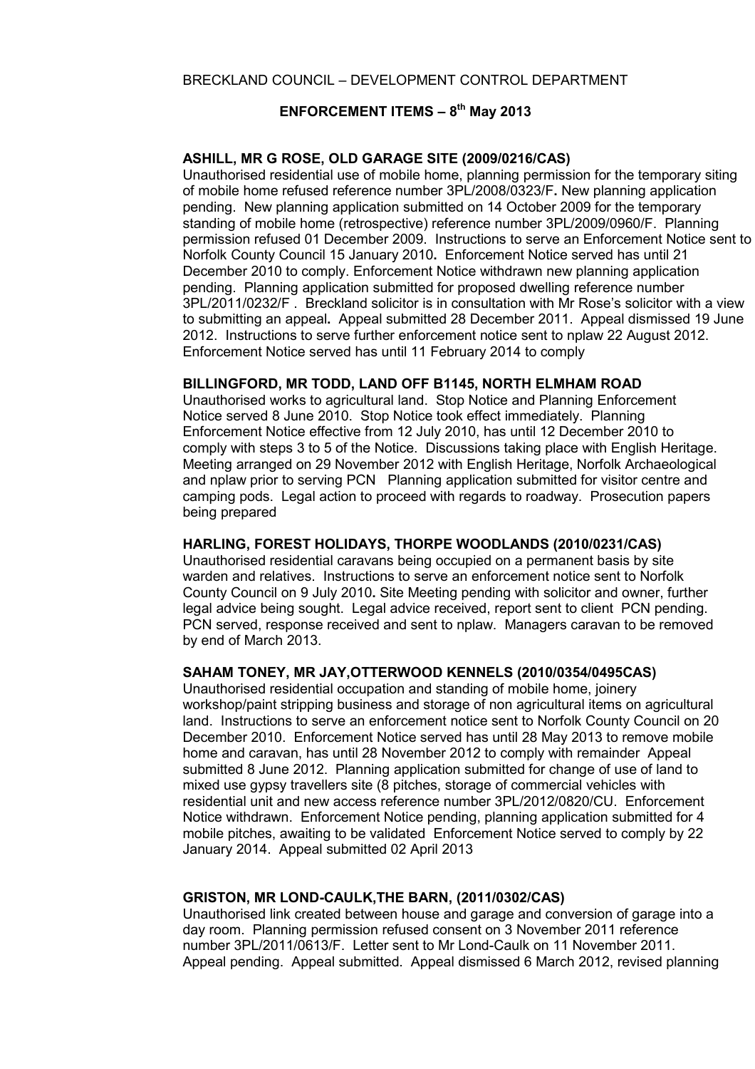BRECKLAND COUNCIL – DEVELOPMENT CONTROL DEPARTMENT

**ENFORCEMENT ITEMS – 8th May 2013**

**ASHILL, MR G ROSE, OLD GARAGE SITE (2009/0216/CAS)**
Unauthorised residential use of mobile home, planning permission for the temporary siting of mobile home refused reference number 3PL/2008/0323/F**.** New planning application pending. New planning application submitted on 14 October 2009 for the temporary standing of mobile home (retrospective) reference number 3PL/2009/0960/F. Planning permission refused 01 December 2009. Instructions to serve an Enforcement Notice sent to Norfolk County Council 15 January 2010**.** Enforcement Notice served has until 21 December 2010 to comply. Enforcement Notice withdrawn new planning application pending. Planning application submitted for proposed dwelling reference number 3PL/2011/0232/F . Breckland solicitor is in consultation with Mr Rose's solicitor with a view to submitting an appeal**.** Appeal submitted 28 December 2011. Appeal dismissed 19 June 2012. Instructions to serve further enforcement notice sent to nplaw 22 August 2012. Enforcement Notice served has until 11 February 2014 to comply

**BILLINGFORD, MR TODD, LAND OFF B1145, NORTH ELMHAM ROAD**
Unauthorised works to agricultural land. Stop Notice and Planning Enforcement Notice served 8 June 2010. Stop Notice took effect immediately. Planning Enforcement Notice effective from 12 July 2010, has until 12 December 2010 to comply with steps 3 to 5 of the Notice. Discussions taking place with English Heritage. Meeting arranged on 29 November 2012 with English Heritage, Norfolk Archaeological and nplaw prior to serving PCN Planning application submitted for visitor centre and camping pods. Legal action to proceed with regards to roadway. Prosecution papers being prepared

**HARLING, FOREST HOLIDAYS, THORPE WOODLANDS (2010/0231/CAS)**
Unauthorised residential caravans being occupied on a permanent basis by site warden and relatives. Instructions to serve an enforcement notice sent to Norfolk County Council on 9 July 2010**.** Site Meeting pending with solicitor and owner, further legal advice being sought. Legal advice received, report sent to client PCN pending. PCN served, response received and sent to nplaw. Managers caravan to be removed by end of March 2013.

**SAHAM TONEY, MR JAY,OTTERWOOD KENNELS (2010/0354/0495CAS)**
Unauthorised residential occupation and standing of mobile home, joinery workshop/paint stripping business and storage of non agricultural items on agricultural land. Instructions to serve an enforcement notice sent to Norfolk County Council on 20 December 2010. Enforcement Notice served has until 28 May 2013 to remove mobile home and caravan, has until 28 November 2012 to comply with remainder Appeal submitted 8 June 2012. Planning application submitted for change of use of land to mixed use gypsy travellers site (8 pitches, storage of commercial vehicles with residential unit and new access reference number 3PL/2012/0820/CU. Enforcement Notice withdrawn. Enforcement Notice pending, planning application submitted for 4 mobile pitches, awaiting to be validated Enforcement Notice served to comply by 22 January 2014. Appeal submitted 02 April 2013

**GRISTON, MR LOND-CAULK,THE BARN, (2011/0302/CAS)**
Unauthorised link created between house and garage and conversion of garage into a day room. Planning permission refused consent on 3 November 2011 reference number 3PL/2011/0613/F. Letter sent to Mr Lond-Caulk on 11 November 2011. Appeal pending. Appeal submitted. Appeal dismissed 6 March 2012, revised planning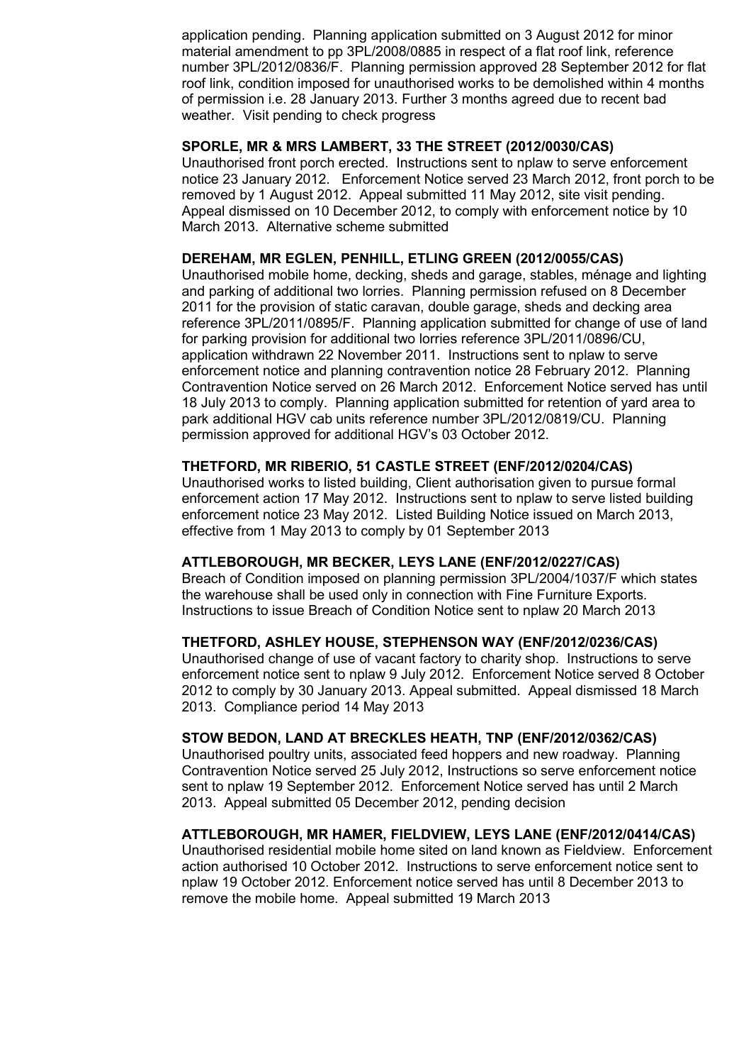application pending. Planning application submitted on 3 August 2012 for minor material amendment to pp 3PL/2008/0885 in respect of a flat roof link, reference number 3PL/2012/0836/F. Planning permission approved 28 September 2012 for flat roof link, condition imposed for unauthorised works to be demolished within 4 months of permission i.e. 28 January 2013. Further 3 months agreed due to recent bad weather. Visit pending to check progress

**SPORLE, MR & MRS LAMBERT, 33 THE STREET (2012/0030/CAS)**
Unauthorised front porch erected. Instructions sent to nplaw to serve enforcement notice 23 January 2012. Enforcement Notice served 23 March 2012, front porch to be removed by 1 August 2012. Appeal submitted 11 May 2012, site visit pending. Appeal dismissed on 10 December 2012, to comply with enforcement notice by 10 March 2013. Alternative scheme submitted

**DEREHAM, MR EGLEN, PENHILL, ETLING GREEN (2012/0055/CAS)**
Unauthorised mobile home, decking, sheds and garage, stables, ménage and lighting and parking of additional two lorries. Planning permission refused on 8 December 2011 for the provision of static caravan, double garage, sheds and decking area reference 3PL/2011/0895/F. Planning application submitted for change of use of land for parking provision for additional two lorries reference 3PL/2011/0896/CU, application withdrawn 22 November 2011. Instructions sent to nplaw to serve enforcement notice and planning contravention notice 28 February 2012. Planning Contravention Notice served on 26 March 2012. Enforcement Notice served has until 18 July 2013 to comply. Planning application submitted for retention of yard area to park additional HGV cab units reference number 3PL/2012/0819/CU. Planning permission approved for additional HGV's 03 October 2012.

**THETFORD, MR RIBERIO, 51 CASTLE STREET (ENF/2012/0204/CAS)**
Unauthorised works to listed building, Client authorisation given to pursue formal enforcement action 17 May 2012. Instructions sent to nplaw to serve listed building enforcement notice 23 May 2012. Listed Building Notice issued on March 2013, effective from 1 May 2013 to comply by 01 September 2013

**ATTLEBOROUGH, MR BECKER, LEYS LANE (ENF/2012/0227/CAS)**
Breach of Condition imposed on planning permission 3PL/2004/1037/F which states the warehouse shall be used only in connection with Fine Furniture Exports. Instructions to issue Breach of Condition Notice sent to nplaw 20 March 2013

**THETFORD, ASHLEY HOUSE, STEPHENSON WAY (ENF/2012/0236/CAS)**
Unauthorised change of use of vacant factory to charity shop. Instructions to serve enforcement notice sent to nplaw 9 July 2012. Enforcement Notice served 8 October 2012 to comply by 30 January 2013. Appeal submitted. Appeal dismissed 18 March 2013. Compliance period 14 May 2013

**STOW BEDON, LAND AT BRECKLES HEATH, TNP (ENF/2012/0362/CAS)**
Unauthorised poultry units, associated feed hoppers and new roadway. Planning Contravention Notice served 25 July 2012, Instructions so serve enforcement notice sent to nplaw 19 September 2012. Enforcement Notice served has until 2 March 2013. Appeal submitted 05 December 2012, pending decision

**ATTLEBOROUGH, MR HAMER, FIELDVIEW, LEYS LANE (ENF/2012/0414/CAS)**
Unauthorised residential mobile home sited on land known as Fieldview. Enforcement action authorised 10 October 2012. Instructions to serve enforcement notice sent to nplaw 19 October 2012. Enforcement notice served has until 8 December 2013 to remove the mobile home. Appeal submitted 19 March 2013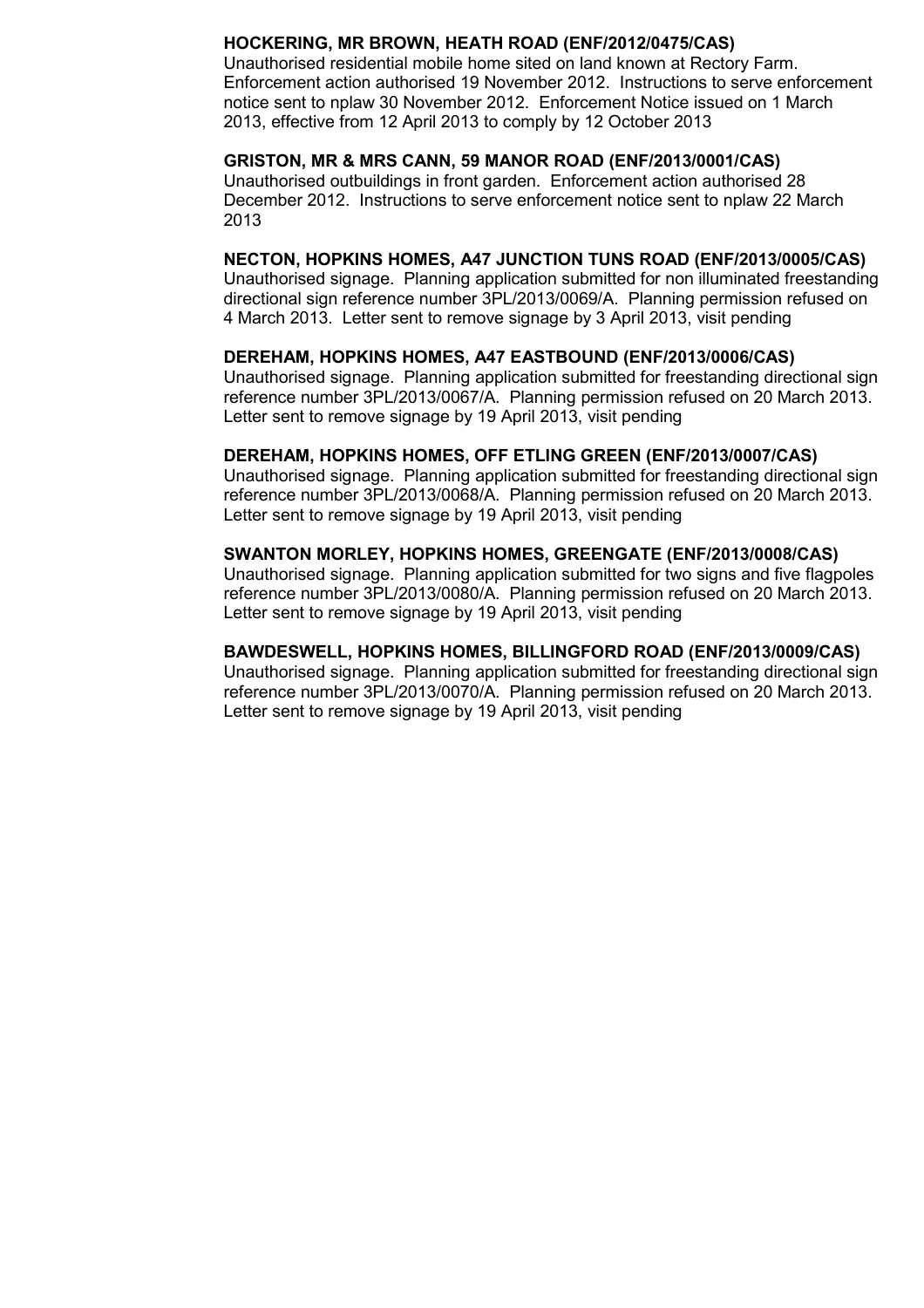**HOCKERING, MR BROWN, HEATH ROAD (ENF/2012/0475/CAS)**
Unauthorised residential mobile home sited on land known at Rectory Farm. Enforcement action authorised 19 November 2012. Instructions to serve enforcement notice sent to nplaw 30 November 2012. Enforcement Notice issued on 1 March 2013, effective from 12 April 2013 to comply by 12 October 2013

**GRISTON, MR & MRS CANN, 59 MANOR ROAD (ENF/2013/0001/CAS)**
Unauthorised outbuildings in front garden. Enforcement action authorised 28 December 2012. Instructions to serve enforcement notice sent to nplaw 22 March 2013

**NECTON, HOPKINS HOMES, A47 JUNCTION TUNS ROAD (ENF/2013/0005/CAS)**
Unauthorised signage. Planning application submitted for non illuminated freestanding directional sign reference number 3PL/2013/0069/A. Planning permission refused on 4 March 2013. Letter sent to remove signage by 3 April 2013, visit pending

**DEREHAM, HOPKINS HOMES, A47 EASTBOUND (ENF/2013/0006/CAS)**
Unauthorised signage. Planning application submitted for freestanding directional sign reference number 3PL/2013/0067/A. Planning permission refused on 20 March 2013. Letter sent to remove signage by 19 April 2013, visit pending

**DEREHAM, HOPKINS HOMES, OFF ETLING GREEN (ENF/2013/0007/CAS)**
Unauthorised signage. Planning application submitted for freestanding directional sign reference number 3PL/2013/0068/A. Planning permission refused on 20 March 2013. Letter sent to remove signage by 19 April 2013, visit pending

**SWANTON MORLEY, HOPKINS HOMES, GREENGATE (ENF/2013/0008/CAS)**
Unauthorised signage. Planning application submitted for two signs and five flagpoles reference number 3PL/2013/0080/A. Planning permission refused on 20 March 2013. Letter sent to remove signage by 19 April 2013, visit pending

**BAWDESWELL, HOPKINS HOMES, BILLINGFORD ROAD (ENF/2013/0009/CAS)**
Unauthorised signage. Planning application submitted for freestanding directional sign reference number 3PL/2013/0070/A. Planning permission refused on 20 March 2013. Letter sent to remove signage by 19 April 2013, visit pending